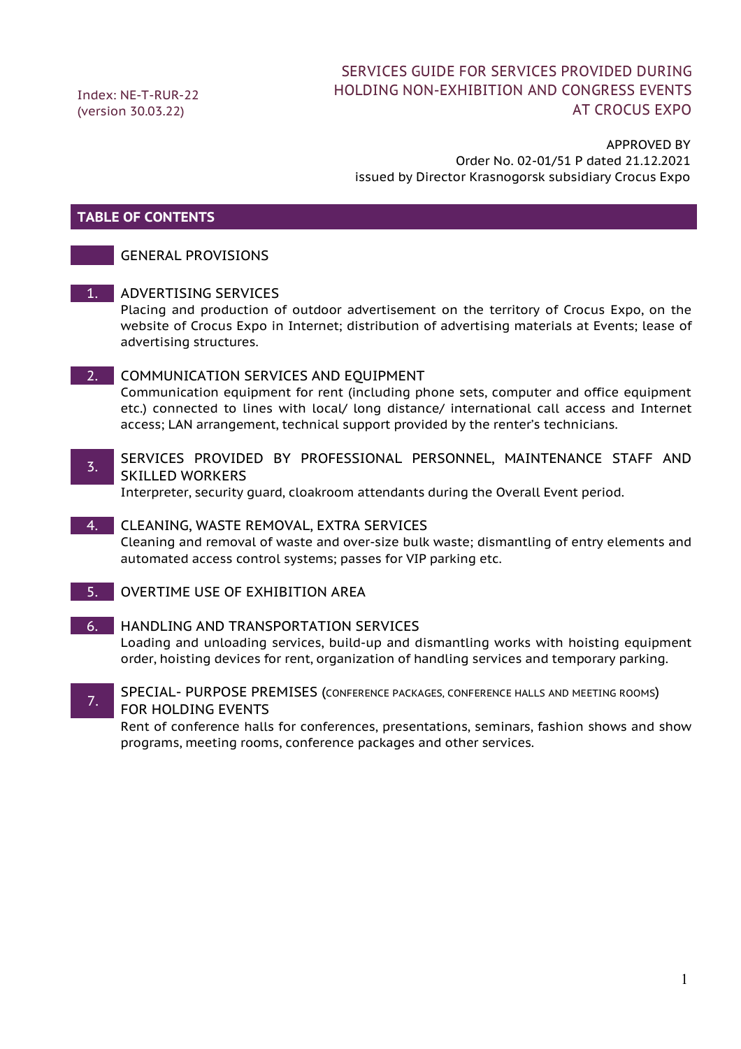Index: NE-T-RUR-22
(version 30.03.22)

# SERVICES GUIDE FOR SERVICES PROVIDED DURING HOLDING NON-EXHIBITION AND CONGRESS EVENTS AT CROCUS EXPO

APPROVED BY
Order No. 02-01/51 P dated 21.12.2021
issued by Director Krasnogorsk subsidiary Crocus Expo

## TABLE OF CONTENTS

GENERAL PROVISIONS

1. ADVERTISING SERVICES
   Placing and production of outdoor advertisement on the territory of Crocus Expo, on the website of Crocus Expo in Internet; distribution of advertising materials at Events; lease of advertising structures.

2. COMMUNICATION SERVICES AND EQUIPMENT
   Communication equipment for rent (including phone sets, computer and office equipment etc.) connected to lines with local/ long distance/ international call access and Internet access; LAN arrangement, technical support provided by the renter's technicians.

3. SERVICES PROVIDED BY PROFESSIONAL PERSONNEL, MAINTENANCE STAFF AND SKILLED WORKERS
   Interpreter, security guard, cloakroom attendants during the Overall Event period.

4. CLEANING, WASTE REMOVAL, EXTRA SERVICES
   Cleaning and removal of waste and over-size bulk waste; dismantling of entry elements and automated access control systems; passes for VIP parking etc.

5. OVERTIME USE OF EXHIBITION AREA

6. HANDLING AND TRANSPORTATION SERVICES
   Loading and unloading services, build-up and dismantling works with hoisting equipment order, hoisting devices for rent, organization of handling services and temporary parking.

7. SPECIAL- PURPOSE PREMISES (CONFERENCE PACKAGES, CONFERENCE HALLS AND MEETING ROOMS) FOR HOLDING EVENTS
   Rent of conference halls for conferences, presentations, seminars, fashion shows and show programs, meeting rooms, conference packages and other services.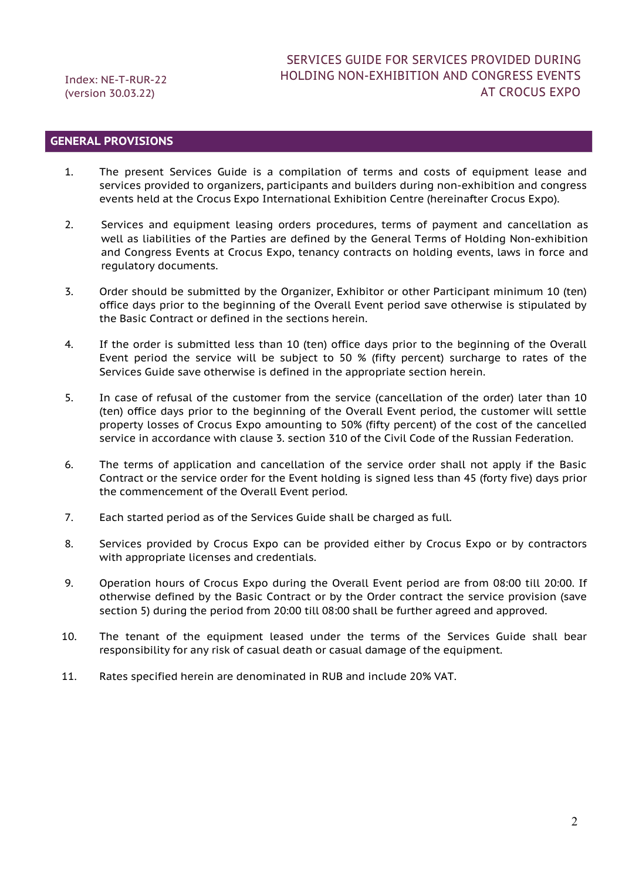Index: NE-T-RUR-22
(version 30.03.22)

# SERVICES GUIDE FOR SERVICES PROVIDED DURING HOLDING NON-EXHIBITION AND CONGRESS EVENTS AT CROCUS EXPO

## GENERAL PROVISIONS

1. The present Services Guide is a compilation of terms and costs of equipment lease and services provided to organizers, participants and builders during non-exhibition and congress events held at the Crocus Expo International Exhibition Centre (hereinafter Crocus Expo).

2. Services and equipment leasing orders procedures, terms of payment and cancellation as well as liabilities of the Parties are defined by the General Terms of Holding Non-exhibition and Congress Events at Crocus Expo, tenancy contracts on holding events, laws in force and regulatory documents.

3. Order should be submitted by the Organizer, Exhibitor or other Participant minimum 10 (ten) office days prior to the beginning of the Overall Event period save otherwise is stipulated by the Basic Contract or defined in the sections herein.

4. If the order is submitted less than 10 (ten) office days prior to the beginning of the Overall Event period the service will be subject to 50 % (fifty percent) surcharge to rates of the Services Guide save otherwise is defined in the appropriate section herein.

5. In case of refusal of the customer from the service (cancellation of the order) later than 10 (ten) office days prior to the beginning of the Overall Event period, the customer will settle property losses of Crocus Expo amounting to 50% (fifty percent) of the cost of the cancelled service in accordance with clause 3. section 310 of the Civil Code of the Russian Federation.

6. The terms of application and cancellation of the service order shall not apply if the Basic Contract or the service order for the Event holding is signed less than 45 (forty five) days prior the commencement of the Overall Event period.

7. Each started period as of the Services Guide shall be charged as full.

8. Services provided by Crocus Expo can be provided either by Crocus Expo or by contractors with appropriate licenses and credentials.

9. Operation hours of Crocus Expo during the Overall Event period are from 08:00 till 20:00. If otherwise defined by the Basic Contract or by the Order contract the service provision (save section 5) during the period from 20:00 till 08:00 shall be further agreed and approved.

10. The tenant of the equipment leased under the terms of the Services Guide shall bear responsibility for any risk of casual death or casual damage of the equipment.

11. Rates specified herein are denominated in RUB and include 20% VAT.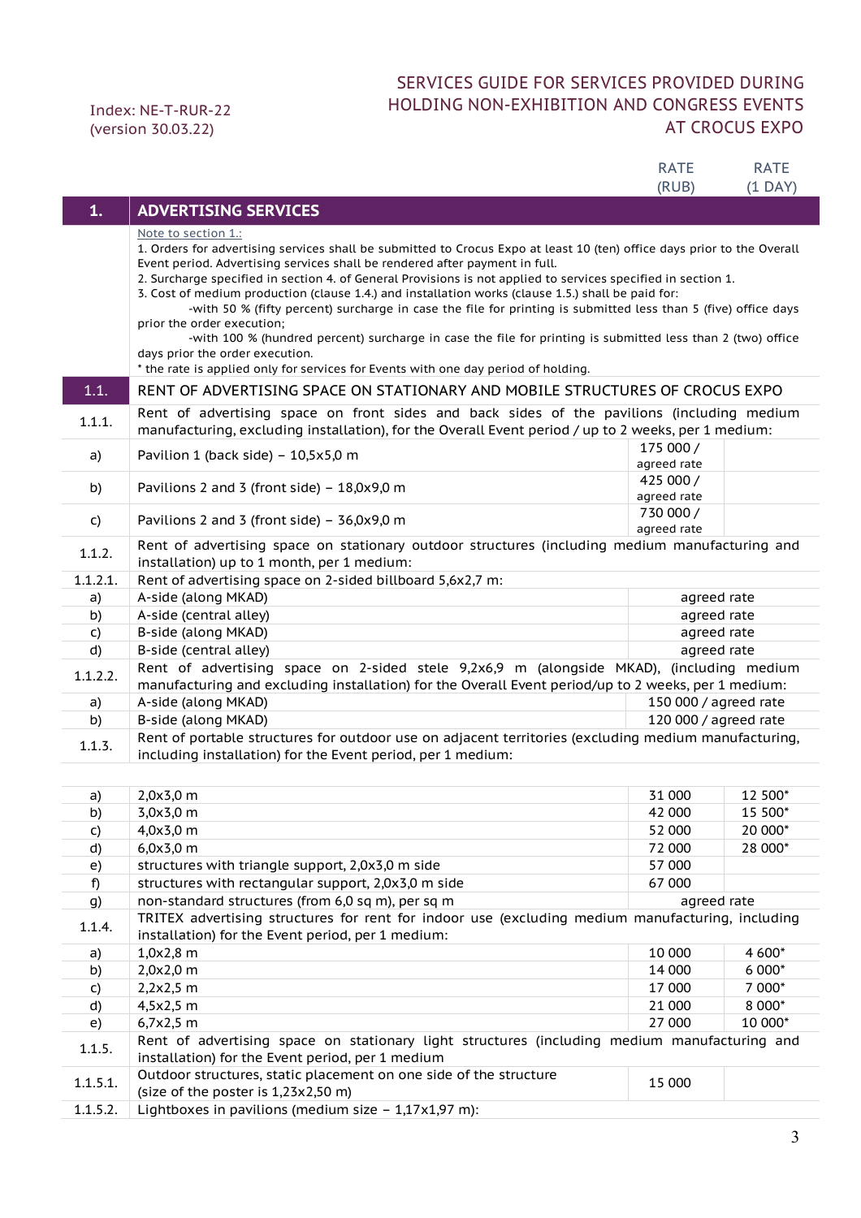Index: NE-T-RUR-22
(version 30.03.22)

# SERVICES GUIDE FOR SERVICES PROVIDED DURING HOLDING NON-EXHIBITION AND CONGRESS EVENTS AT CROCUS EXPO

| | | RATE (RUB) | RATE (1 DAY) |
|---|---|---|---|
| **1.** | **ADVERTISING SERVICES** | | |
| | Note to section 1.:<br>1. Orders for advertising services shall be submitted to Crocus Expo at least 10 (ten) office days prior to the Overall Event period. Advertising services shall be rendered after payment in full.<br>2. Surcharge specified in section 4. of General Provisions is not applied to services specified in section 1.<br>3. Cost of medium production (clause 1.4.) and installation works (clause 1.5.) shall be paid for:<br>-with 50 % (fifty percent) surcharge in case the file for printing is submitted less than 5 (five) office days prior the order execution;<br>-with 100 % (hundred percent) surcharge in case the file for printing is submitted less than 2 (two) office days prior the order execution.<br>* the rate is applied only for services for Events with one day period of holding. | | |
| 1.1. | RENT OF ADVERTISING SPACE ON STATIONARY AND MOBILE STRUCTURES OF CROCUS EXPO | | |
| 1.1.1. | Rent of advertising space on front sides and back sides of the pavilions (including medium manufacturing, excluding installation), for the Overall Event period / up to 2 weeks, per 1 medium: | | |
| a) | Pavilion 1 (back side) – 10,5x5,0 m | 175 000 / agreed rate | |
| b) | Pavilions 2 and 3 (front side) – 18,0x9,0 m | 425 000 / agreed rate | |
| c) | Pavilions 2 and 3 (front side) – 36,0x9,0 m | 730 000 / agreed rate | |
| 1.1.2. | Rent of advertising space on stationary outdoor structures (including medium manufacturing and installation) up to 1 month, per 1 medium: | | |
| 1.1.2.1. | Rent of advertising space on 2-sided billboard 5,6x2,7 m: | | |
| a) | A-side (along MKAD) | agreed rate | |
| b) | A-side (central alley) | agreed rate | |
| c) | B-side (along MKAD) | agreed rate | |
| d) | B-side (central alley) | agreed rate | |
| 1.1.2.2. | Rent of advertising space on 2-sided stele 9,2x6,9 m (alongside MKAD), (including medium manufacturing and excluding installation) for the Overall Event period/up to 2 weeks, per 1 medium: | | |
| a) | A-side (along MKAD) | 150 000 / agreed rate | |
| b) | B-side (along MKAD) | 120 000 / agreed rate | |
| 1.1.3. | Rent of portable structures for outdoor use on adjacent territories (excluding medium manufacturing, including installation) for the Event period, per 1 medium: | | |
| a) | 2,0x3,0 m | 31 000 | 12 500* |
| b) | 3,0x3,0 m | 42 000 | 15 500* |
| c) | 4,0x3,0 m | 52 000 | 20 000* |
| d) | 6,0x3,0 m | 72 000 | 28 000* |
| e) | structures with triangle support, 2,0x3,0 m side | 57 000 | |
| f) | structures with rectangular support, 2,0x3,0 m side | 67 000 | |
| g) | non-standard structures (from 6,0 sq m), per sq m | agreed rate | |
| 1.1.4. | TRITEX advertising structures for rent for indoor use (excluding medium manufacturing, including installation) for the Event period, per 1 medium: | | |
| a) | 1,0x2,8 m | 10 000 | 4 600* |
| b) | 2,0x2,0 m | 14 000 | 6 000* |
| c) | 2,2x2,5 m | 17 000 | 7 000* |
| d) | 4,5x2,5 m | 21 000 | 8 000* |
| e) | 6,7x2,5 m | 27 000 | 10 000* |
| 1.1.5. | Rent of advertising space on stationary light structures (including medium manufacturing and installation) for the Event period, per 1 medium | | |
| 1.1.5.1. | Outdoor structures, static placement on one side of the structure (size of the poster is 1,23x2,50 m) | 15 000 | |
| 1.1.5.2. | Lightboxes in pavilions (medium size – 1,17x1,97 m): | | |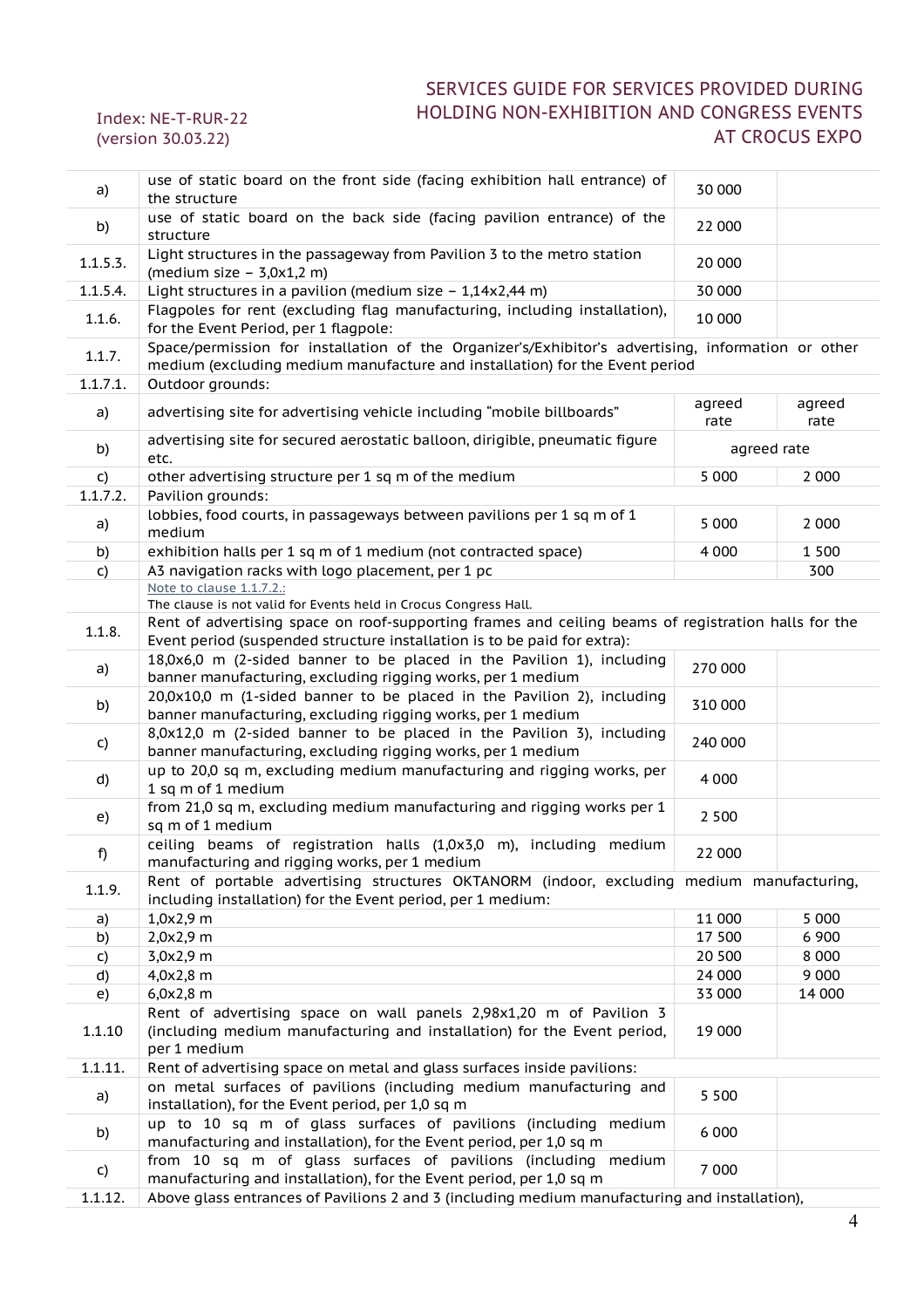| | | | |
|---|---|---|---|
| a) | use of static board on the front side (facing exhibition hall entrance) of the structure | 30 000 | |
| b) | use of static board on the back side (facing pavilion entrance) of the structure | 22 000 | |
| 1.1.5.3. | Light structures in the passageway from Pavilion 3 to the metro station (medium size – 3,0x1,2 m) | 20 000 | |
| 1.1.5.4. | Light structures in a pavilion (medium size – 1,14x2,44 m) | 30 000 | |
| 1.1.6. | Flagpoles for rent (excluding flag manufacturing, including installation), for the Event Period, per 1 flagpole: | 10 000 | |
| 1.1.7. | Space/permission for installation of the Organizer's/Exhibitor's advertising, information or other medium (excluding medium manufacture and installation) for the Event period | | |
| 1.1.7.1. | Outdoor grounds: | | |
| a) | advertising site for advertising vehicle including "mobile billboards" | agreed rate | agreed rate |
| b) | advertising site for secured aerostatic balloon, dirigible, pneumatic figure etc. | agreed rate | |
| c) | other advertising structure per 1 sq m of the medium | 5 000 | 2 000 |
| 1.1.7.2. | Pavilion grounds: | | |
| a) | lobbies, food courts, in passageways between pavilions per 1 sq m of 1 medium | 5 000 | 2 000 |
| b) | exhibition halls per 1 sq m of 1 medium (not contracted space) | 4 000 | 1 500 |
| c) | A3 navigation racks with logo placement, per 1 pc | | 300 |
| | Note to clause 1.1.7.2.: The clause is not valid for Events held in Crocus Congress Hall. | | |
| 1.1.8. | Rent of advertising space on roof-supporting frames and ceiling beams of registration halls for the Event period (suspended structure installation is to be paid for extra): | | |
| a) | 18,0x6,0 m (2-sided banner to be placed in the Pavilion 1), including banner manufacturing, excluding rigging works, per 1 medium | 270 000 | |
| b) | 20,0x10,0 m (1-sided banner to be placed in the Pavilion 2), including banner manufacturing, excluding rigging works, per 1 medium | 310 000 | |
| c) | 8,0x12,0 m (2-sided banner to be placed in the Pavilion 3), including banner manufacturing, excluding rigging works, per 1 medium | 240 000 | |
| d) | up to 20,0 sq m, excluding medium manufacturing and rigging works, per 1 sq m of 1 medium | 4 000 | |
| e) | from 21,0 sq m, excluding medium manufacturing and rigging works per 1 sq m of 1 medium | 2 500 | |
| f) | ceiling beams of registration halls (1,0x3,0 m), including medium manufacturing and rigging works, per 1 medium | 22 000 | |
| 1.1.9. | Rent of portable advertising structures OKTANORM (indoor, excluding medium manufacturing, including installation) for the Event period, per 1 medium: | | |
| a) | 1,0x2,9 m | 11 000 | 5 000 |
| b) | 2,0x2,9 m | 17 500 | 6 900 |
| c) | 3,0x2,9 m | 20 500 | 8 000 |
| d) | 4,0x2,8 m | 24 000 | 9 000 |
| e) | 6,0x2,8 m | 33 000 | 14 000 |
| 1.1.10 | Rent of advertising space on wall panels 2,98x1,20 m of Pavilion 3 (including medium manufacturing and installation) for the Event period, per 1 medium | 19 000 | |
| 1.1.11. | Rent of advertising space on metal and glass surfaces inside pavilions: | | |
| a) | on metal surfaces of pavilions (including medium manufacturing and installation), for the Event period, per 1,0 sq m | 5 500 | |
| b) | up to 10 sq m of glass surfaces of pavilions (including medium manufacturing and installation), for the Event period, per 1,0 sq m | 6 000 | |
| c) | from 10 sq m of glass surfaces of pavilions (including medium manufacturing and installation), for the Event period, per 1,0 sq m | 7 000 | |
| 1.1.12. | Above glass entrances of Pavilions 2 and 3 (including medium manufacturing and installation), | | |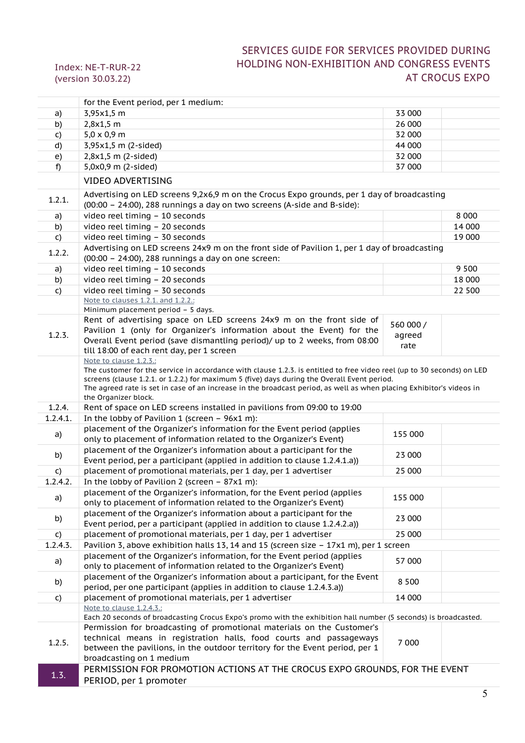| | | | |
|---|---|---|---|
| | for the Event period, per 1 medium: | | |
| a) | 3,95x1,5 m | 33 000 | |
| b) | 2,8x1,5 m | 26 000 | |
| c) | 5,0 x 0,9 m | 32 000 | |
| d) | 3,95x1,5 m (2-sided) | 44 000 | |
| e) | 2,8x1,5 m (2-sided) | 32 000 | |
| f) | 5,0x0,9 m (2-sided) | 37 000 | |
| | VIDEO ADVERTISING | | |
| 1.2.1. | Advertising on LED screens 9,2x6,9 m on the Crocus Expo grounds, per 1 day of broadcasting (00:00 – 24:00), 288 runnings a day on two screens (A-side and B-side): | | |
| a) | video reel timing – 10 seconds | | 8 000 |
| b) | video reel timing – 20 seconds | | 14 000 |
| c) | video reel timing – 30 seconds | | 19 000 |
| 1.2.2. | Advertising on LED screens 24x9 m on the front side of Pavilion 1, per 1 day of broadcasting (00:00 – 24:00), 288 runnings a day on one screen: | | |
| a) | video reel timing – 10 seconds | | 9 500 |
| b) | video reel timing – 20 seconds | | 18 000 |
| c) | video reel timing – 30 seconds | | 22 500 |
| | Note to clauses 1.2.1. and 1.2.2.: Minimum placement period – 5 days. | | |
| 1.2.3. | Rent of advertising space on LED screens 24x9 m on the front side of Pavilion 1 (only for Organizer's information about the Event) for the Overall Event period (save dismantling period)/ up to 2 weeks, from 08:00 till 18:00 of each rent day, per 1 screen | 560 000 / agreed rate | |
| | Note to clause 1.2.3.: The customer for the service in accordance with clause 1.2.3. is entitled to free video reel (up to 30 seconds) on LED screens (clause 1.2.1. or 1.2.2.) for maximum 5 (five) days during the Overall Event period. The agreed rate is set in case of an increase in the broadcast period, as well as when placing Exhibitor's videos in the Organizer block. | | |
| 1.2.4. | Rent of space on LED screens installed in pavilions from 09:00 to 19:00 | | |
| 1.2.4.1. | In the lobby of Pavilion 1 (screen – 96x1 m): | | |
| a) | placement of the Organizer's information for the Event period (applies only to placement of information related to the Organizer's Event) | 155 000 | |
| b) | placement of the Organizer's information about a participant for the Event period, per a participant (applied in addition to clause 1.2.4.1.a)) | 23 000 | |
| c) | placement of promotional materials, per 1 day, per 1 advertiser | 25 000 | |
| 1.2.4.2. | In the lobby of Pavilion 2 (screen – 87x1 m): | | |
| a) | placement of the Organizer's information, for the Event period (applies only to placement of information related to the Organizer's Event) | 155 000 | |
| b) | placement of the Organizer's information about a participant for the Event period, per a participant (applied in addition to clause 1.2.4.2.a)) | 23 000 | |
| c) | placement of promotional materials, per 1 day, per 1 advertiser | 25 000 | |
| 1.2.4.3. | Pavilion 3, above exhibition halls 13, 14 and 15 (screen size – 17x1 m), per 1 screen | | |
| a) | placement of the Organizer's information, for the Event period (applies only to placement of information related to the Organizer's Event) | 57 000 | |
| b) | placement of the Organizer's information about a participant, for the Event period, per one participant (applies in addition to clause 1.2.4.3.a)) | 8 500 | |
| c) | placement of promotional materials, per 1 advertiser | 14 000 | |
| | Note to clause 1.2.4.3.: Each 20 seconds of broadcasting Crocus Expo's promo with the exhibition hall number (5 seconds) is broadcasted. | | |
| 1.2.5. | Permission for broadcasting of promotional materials on the Customer's technical means in registration halls, food courts and passageways between the pavilions, in the outdoor territory for the Event period, per 1 broadcasting on 1 medium | 7 000 | |
| **1.3.** | **PERMISSION FOR PROMOTION ACTIONS AT THE CROCUS EXPO GROUNDS, FOR THE EVENT PERIOD, per 1 promoter** | | |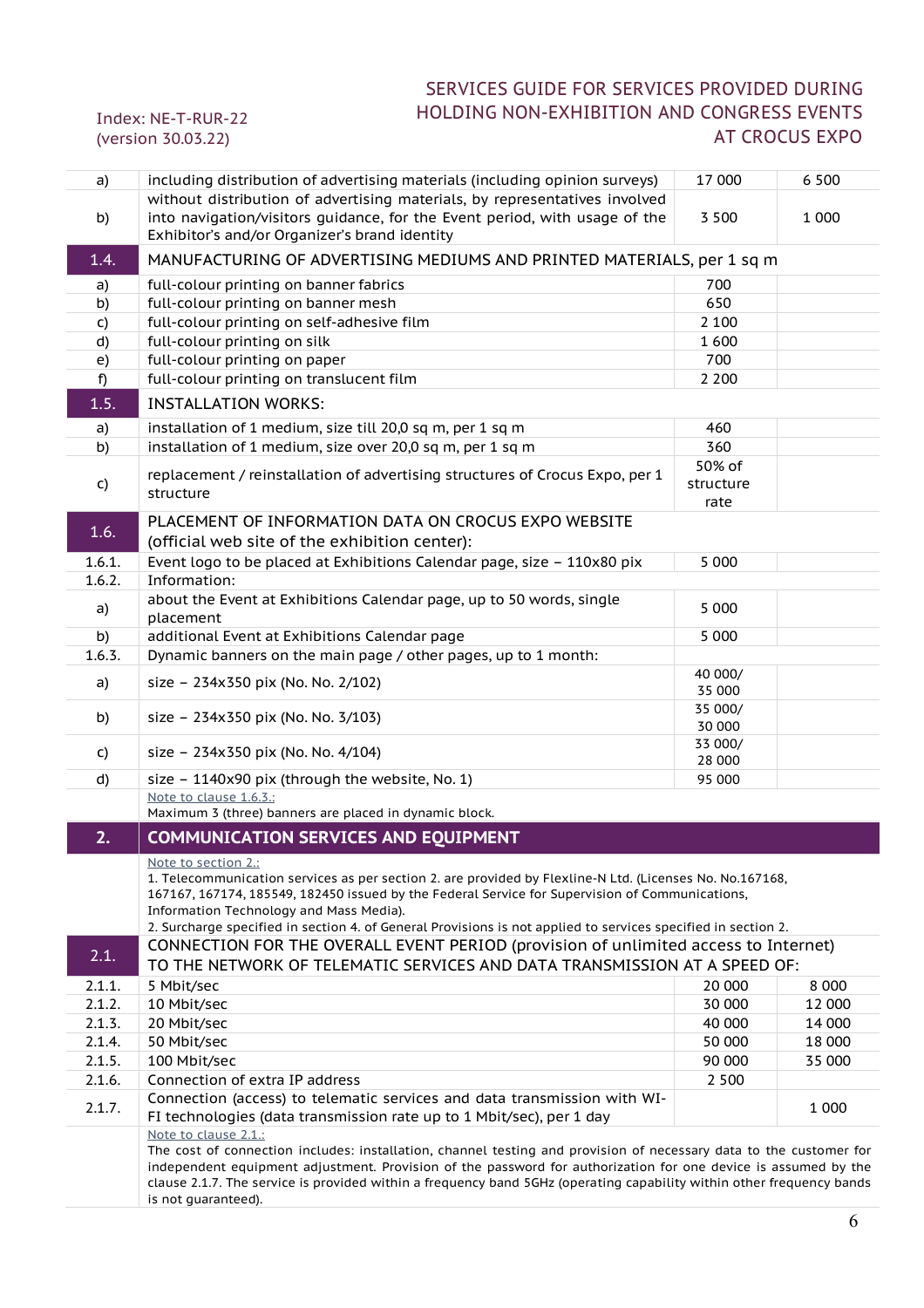| | | | |
|---|---|---|---|
| a) | including distribution of advertising materials (including opinion surveys) | 17 000 | 6 500 |
| b) | without distribution of advertising materials, by representatives involved into navigation/visitors guidance, for the Event period, with usage of the Exhibitor's and/or Organizer's brand identity | 3 500 | 1 000 |
| **1.4.** | **MANUFACTURING OF ADVERTISING MEDIUMS AND PRINTED MATERIALS, per 1 sq m** | | |
| a) | full-colour printing on banner fabrics | 700 | |
| b) | full-colour printing on banner mesh | 650 | |
| c) | full-colour printing on self-adhesive film | 2 100 | |
| d) | full-colour printing on silk | 1 600 | |
| e) | full-colour printing on paper | 700 | |
| f) | full-colour printing on translucent film | 2 200 | |
| **1.5.** | **INSTALLATION WORKS:** | | |
| a) | installation of 1 medium, size till 20,0 sq m, per 1 sq m | 460 | |
| b) | installation of 1 medium, size over 20,0 sq m, per 1 sq m | 360 | |
| c) | replacement / reinstallation of advertising structures of Crocus Expo, per 1 structure | 50% of structure rate | |
| **1.6.** | **PLACEMENT OF INFORMATION DATA ON CROCUS EXPO WEBSITE (official web site of the exhibition center):** | | |
| 1.6.1. | Event logo to be placed at Exhibitions Calendar page, size – 110x80 pix | 5 000 | |
| 1.6.2. | Information: | | |
| a) | about the Event at Exhibitions Calendar page, up to 50 words, single placement | 5 000 | |
| b) | additional Event at Exhibitions Calendar page | 5 000 | |
| 1.6.3. | Dynamic banners on the main page / other pages, up to 1 month: | | |
| a) | size – 234x350 pix (No. No. 2/102) | 40 000/ 35 000 | |
| b) | size – 234x350 pix (No. No. 3/103) | 35 000/ 30 000 | |
| c) | size – 234x350 pix (No. No. 4/104) | 33 000/ 28 000 | |
| d) | size – 1140x90 pix (through the website, No. 1) | 95 000 | |
| | Note to clause 1.6.3.: Maximum 3 (three) banners are placed in dynamic block. | | |
| **2.** | **COMMUNICATION SERVICES AND EQUIPMENT** | | |
| | Note to section 2.: 1. Telecommunication services as per section 2. are provided by Flexline-N Ltd. (Licenses No. No.167168, 167167, 167174, 185549, 182450 issued by the Federal Service for Supervision of Communications, Information Technology and Mass Media). 2. Surcharge specified in section 4. of General Provisions is not applied to services specified in section 2. | | |
| **2.1.** | **CONNECTION FOR THE OVERALL EVENT PERIOD (provision of unlimited access to Internet) TO THE NETWORK OF TELEMATIC SERVICES AND DATA TRANSMISSION AT A SPEED OF:** | | |
| 2.1.1. | 5 Mbit/sec | 20 000 | 8 000 |
| 2.1.2. | 10 Mbit/sec | 30 000 | 12 000 |
| 2.1.3. | 20 Mbit/sec | 40 000 | 14 000 |
| 2.1.4. | 50 Mbit/sec | 50 000 | 18 000 |
| 2.1.5. | 100 Mbit/sec | 90 000 | 35 000 |
| 2.1.6. | Connection of extra IP address | 2 500 | |
| 2.1.7. | Connection (access) to telematic services and data transmission with WI-FI technologies (data transmission rate up to 1 Mbit/sec), per 1 day | | 1 000 |
| | Note to clause 2.1.: The cost of connection includes: installation, channel testing and provision of necessary data to the customer for independent equipment adjustment. Provision of the password for authorization for one device is assumed by the clause 2.1.7. The service is provided within a frequency band 5GHz (operating capability within other frequency bands is not guaranteed). | | |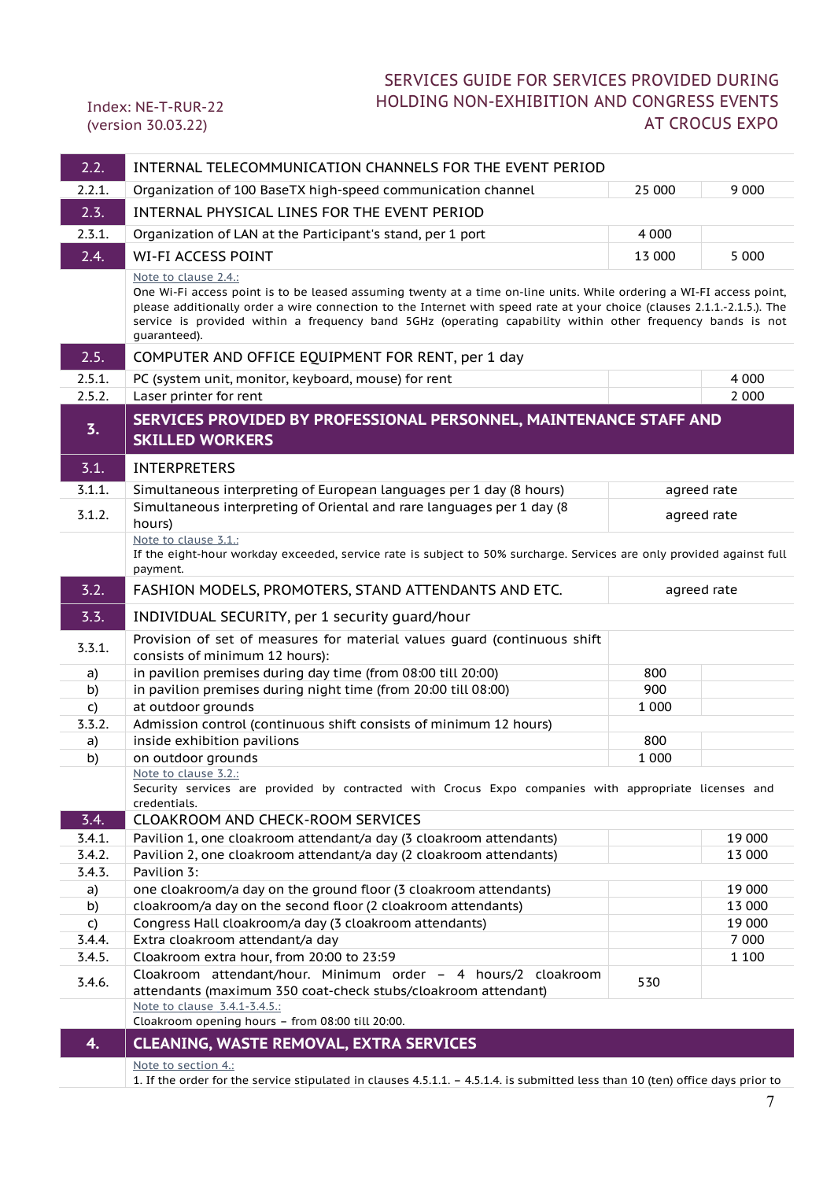| | | | |
|---|---|---|---|
| **2.2.** | INTERNAL TELECOMMUNICATION CHANNELS FOR THE EVENT PERIOD | | |
| 2.2.1. | Organization of 100 BaseTX high-speed communication channel | 25 000 | 9 000 |
| **2.3.** | INTERNAL PHYSICAL LINES FOR THE EVENT PERIOD | | |
| 2.3.1. | Organization of LAN at the Participant's stand, per 1 port | 4 000 | |
| **2.4.** | WI-FI ACCESS POINT | 13 000 | 5 000 |
| | Note to clause 2.4.: One Wi-Fi access point is to be leased assuming twenty at a time on-line units. While ordering a WI-FI access point, please additionally order a wire connection to the Internet with speed rate at your choice (clauses 2.1.1.-2.1.5.). The service is provided within a frequency band 5GHz (operating capability within other frequency bands is not guaranteed). | | |
| **2.5.** | COMPUTER AND OFFICE EQUIPMENT FOR RENT, per 1 day | | |
| 2.5.1. | PC (system unit, monitor, keyboard, mouse) for rent | | 4 000 |
| 2.5.2. | Laser printer for rent | | 2 000 |
| **3.** | **SERVICES PROVIDED BY PROFESSIONAL PERSONNEL, MAINTENANCE STAFF AND SKILLED WORKERS** | | |
| **3.1.** | INTERPRETERS | | |
| 3.1.1. | Simultaneous interpreting of European languages per 1 day (8 hours) | agreed rate | |
| 3.1.2. | Simultaneous interpreting of Oriental and rare languages per 1 day (8 hours) | agreed rate | |
| | Note to clause 3.1.: If the eight-hour workday exceeded, service rate is subject to 50% surcharge. Services are only provided against full payment. | | |
| **3.2.** | FASHION MODELS, PROMOTERS, STAND ATTENDANTS AND ETC. | agreed rate | |
| **3.3.** | INDIVIDUAL SECURITY, per 1 security guard/hour | | |
| 3.3.1. | Provision of set of measures for material values guard (continuous shift consists of minimum 12 hours): | | |
| a) | in pavilion premises during day time (from 08:00 till 20:00) | 800 | |
| b) | in pavilion premises during night time (from 20:00 till 08:00) | 900 | |
| c) | at outdoor grounds | 1 000 | |
| 3.3.2. | Admission control (continuous shift consists of minimum 12 hours) | | |
| a) | inside exhibition pavilions | 800 | |
| b) | on outdoor grounds | 1 000 | |
| | Note to clause 3.2.: Security services are provided by contracted with Crocus Expo companies with appropriate licenses and credentials. | | |
| **3.4.** | CLOAKROOM AND CHECK-ROOM SERVICES | | |
| 3.4.1. | Pavilion 1, one cloakroom attendant/a day (3 cloakroom attendants) | | 19 000 |
| 3.4.2. | Pavilion 2, one cloakroom attendant/a day (2 cloakroom attendants) | | 13 000 |
| 3.4.3. | Pavilion 3: | | |
| a) | one cloakroom/a day on the ground floor (3 cloakroom attendants) | | 19 000 |
| b) | cloakroom/a day on the second floor (2 cloakroom attendants) | | 13 000 |
| c) | Congress Hall cloakroom/a day (3 cloakroom attendants) | | 19 000 |
| 3.4.4. | Extra cloakroom attendant/a day | | 7 000 |
| 3.4.5. | Cloakroom extra hour, from 20:00 to 23:59 | | 1 100 |
| 3.4.6. | Cloakroom attendant/hour. Minimum order – 4 hours/2 cloakroom attendants (maximum 350 coat-check stubs/cloakroom attendant) | 530 | |
| | Note to clause 3.4.1-3.4.5.: Cloakroom opening hours – from 08:00 till 20:00. | | |
| **4.** | **CLEANING, WASTE REMOVAL, EXTRA SERVICES** | | |
| | Note to section 4.: 1. If the order for the service stipulated in clauses 4.5.1.1. – 4.5.1.4. is submitted less than 10 (ten) office days prior to | | |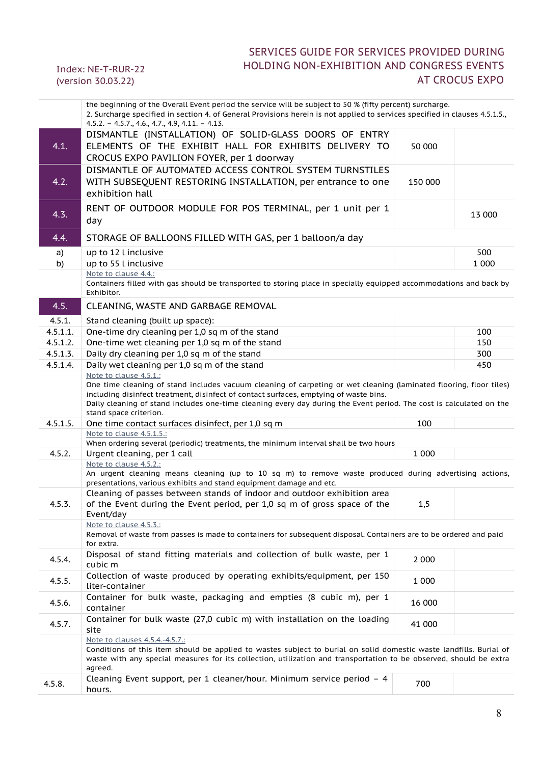| | | | |
|---|---|---|---|
| | the beginning of the Overall Event period the service will be subject to 50 % (fifty percent) surcharge. 2. Surcharge specified in section 4. of General Provisions herein is not applied to services specified in clauses 4.5.1.5., 4.5.2. – 4.5.7., 4.6., 4.7., 4.9, 4.11. – 4.13. | | |
| 4.1. | DISMANTLE (INSTALLATION) OF SOLID-GLASS DOORS OF ENTRY ELEMENTS OF THE EXHIBIT HALL FOR EXHIBITS DELIVERY TO CROCUS EXPO PAVILION FOYER, per 1 doorway | 50 000 | |
| 4.2. | DISMANTLE OF AUTOMATED ACCESS CONTROL SYSTEM TURNSTILES WITH SUBSEQUENT RESTORING INSTALLATION, per entrance to one exhibition hall | 150 000 | |
| 4.3. | RENT OF OUTDOOR MODULE FOR POS TERMINAL, per 1 unit per 1 day | | 13 000 |
| 4.4. | STORAGE OF BALLOONS FILLED WITH GAS, per 1 balloon/a day | | |
| a) | up to 12 l inclusive | | 500 |
| b) | up to 55 l inclusive | | 1 000 |
| | Note to clause 4.4.: Containers filled with gas should be transported to storing place in specially equipped accommodations and back by Exhibitor. | | |
| 4.5. | CLEANING, WASTE AND GARBAGE REMOVAL | | |
| 4.5.1. | Stand cleaning (built up space): | | |
| 4.5.1.1. | One-time dry cleaning per 1,0 sq m of the stand | | 100 |
| 4.5.1.2. | One-time wet cleaning per 1,0 sq m of the stand | | 150 |
| 4.5.1.3. | Daily dry cleaning per 1,0 sq m of the stand | | 300 |
| 4.5.1.4. | Daily wet cleaning per 1,0 sq m of the stand | | 450 |
| | Note to clause 4.5.1.: One time cleaning of stand includes vacuum cleaning of carpeting or wet cleaning (laminated flooring, floor tiles) including disinfect treatment, disinfect of contact surfaces, emptying of waste bins. Daily cleaning of stand includes one-time cleaning every day during the Event period. The cost is calculated on the stand space criterion. | | |
| 4.5.1.5. | One time contact surfaces disinfect, per 1,0 sq m | 100 | |
| | Note to clause 4.5.1.5.: When ordering several (periodic) treatments, the minimum interval shall be two hours | | |
| 4.5.2. | Urgent cleaning, per 1 call | 1 000 | |
| | Note to clause 4.5.2.: An urgent cleaning means cleaning (up to 10 sq m) to remove waste produced during advertising actions, presentations, various exhibits and stand equipment damage and etc. | | |
| 4.5.3. | Cleaning of passes between stands of indoor and outdoor exhibition area of the Event during the Event period, per 1,0 sq m of gross space of the Event/day | 1,5 | |
| | Note to clause 4.5.3.: Removal of waste from passes is made to containers for subsequent disposal. Containers are to be ordered and paid for extra. | | |
| 4.5.4. | Disposal of stand fitting materials and collection of bulk waste, per 1 cubic m | 2 000 | |
| 4.5.5. | Collection of waste produced by operating exhibits/equipment, per 150 liter-container | 1 000 | |
| 4.5.6. | Container for bulk waste, packaging and empties (8 cubic m), per 1 container | 16 000 | |
| 4.5.7. | Container for bulk waste (27,0 cubic m) with installation on the loading site | 41 000 | |
| | Note to clauses 4.5.4.-4.5.7.: Conditions of this item should be applied to wastes subject to burial on solid domestic waste landfills. Burial of waste with any special measures for its collection, utilization and transportation to be observed, should be extra agreed. | | |
| 4.5.8. | Cleaning Event support, per 1 cleaner/hour. Minimum service period – 4 hours. | 700 | |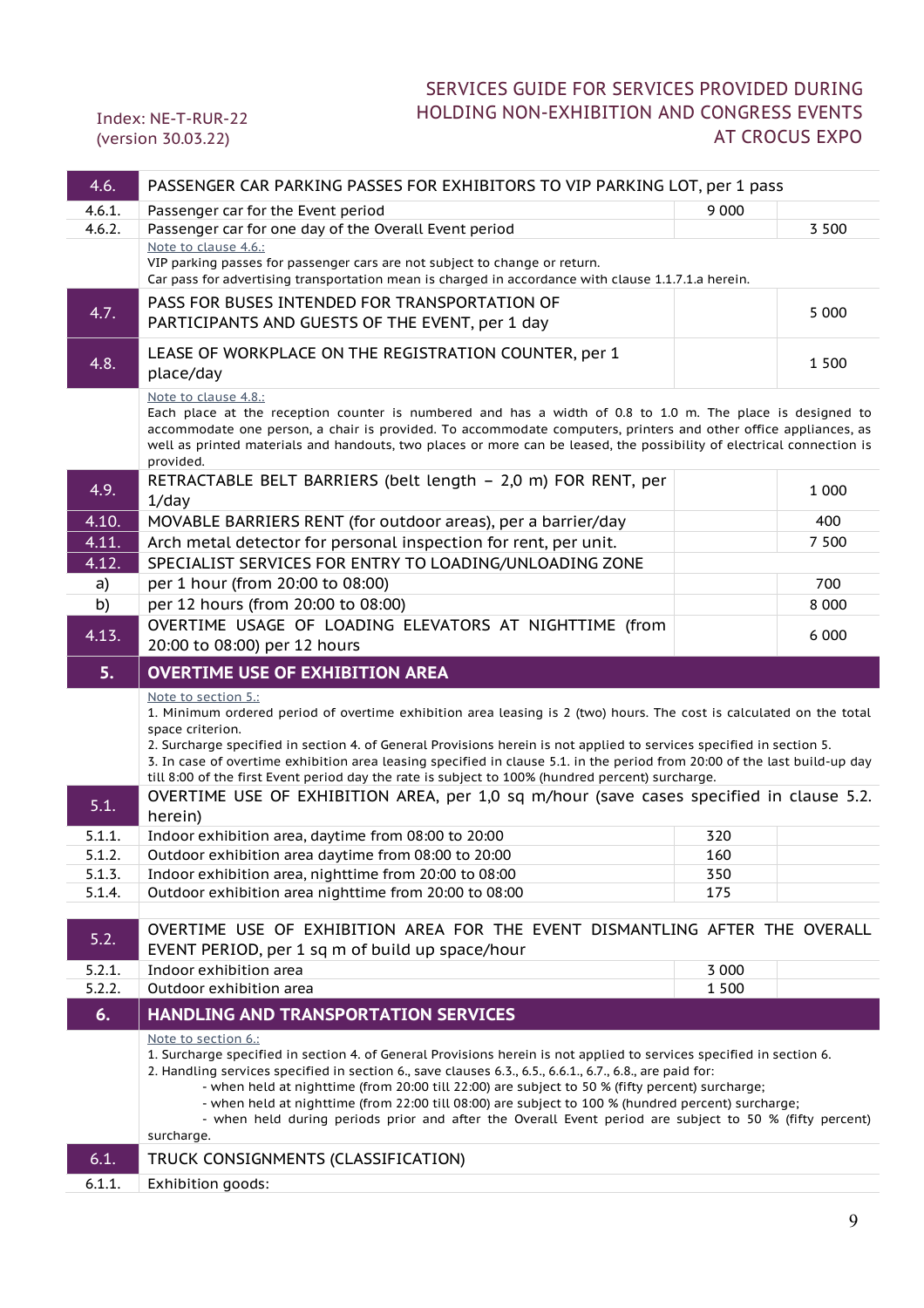| | | | |
|---|---|---|---|
| 4.6. | PASSENGER CAR PARKING PASSES FOR EXHIBITORS TO VIP PARKING LOT, per 1 pass | | |
| 4.6.1. | Passenger car for the Event period | 9 000 | |
| 4.6.2. | Passenger car for one day of the Overall Event period | | 3 500 |
| | Note to clause 4.6.: VIP parking passes for passenger cars are not subject to change or return. Car pass for advertising transportation mean is charged in accordance with clause 1.1.7.1.a herein. | | |
| 4.7. | PASS FOR BUSES INTENDED FOR TRANSPORTATION OF PARTICIPANTS AND GUESTS OF THE EVENT, per 1 day | | 5 000 |
| 4.8. | LEASE OF WORKPLACE ON THE REGISTRATION COUNTER, per 1 place/day | | 1 500 |
| | Note to clause 4.8.: Each place at the reception counter is numbered and has a width of 0.8 to 1.0 m. The place is designed to accommodate one person, a chair is provided. To accommodate computers, printers and other office appliances, as well as printed materials and handouts, two places or more can be leased, the possibility of electrical connection is provided. | | |
| 4.9. | RETRACTABLE BELT BARRIERS (belt length – 2,0 m) FOR RENT, per 1/day | | 1 000 |
| 4.10. | MOVABLE BARRIERS RENT (for outdoor areas), per a barrier/day | | 400 |
| 4.11. | Arch metal detector for personal inspection for rent, per unit. | | 7 500 |
| 4.12. | SPECIALIST SERVICES FOR ENTRY TO LOADING/UNLOADING ZONE | | |
| a) | per 1 hour (from 20:00 to 08:00) | | 700 |
| b) | per 12 hours (from 20:00 to 08:00) | | 8 000 |
| 4.13. | OVERTIME USAGE OF LOADING ELEVATORS AT NIGHTTIME (from 20:00 to 08:00) per 12 hours | | 6 000 |
| **5.** | **OVERTIME USE OF EXHIBITION AREA** | | |
| | Note to section 5.: 1. Minimum ordered period of overtime exhibition area leasing is 2 (two) hours. The cost is calculated on the total space criterion. 2. Surcharge specified in section 4. of General Provisions herein is not applied to services specified in section 5. 3. In case of overtime exhibition area leasing specified in clause 5.1. in the period from 20:00 of the last build-up day till 8:00 of the first Event period day the rate is subject to 100% (hundred percent) surcharge. | | |
| 5.1. | OVERTIME USE OF EXHIBITION AREA, per 1,0 sq m/hour (save cases specified in clause 5.2. herein) | | |
| 5.1.1. | Indoor exhibition area, daytime from 08:00 to 20:00 | 320 | |
| 5.1.2. | Outdoor exhibition area daytime from 08:00 to 20:00 | 160 | |
| 5.1.3. | Indoor exhibition area, nighttime from 20:00 to 08:00 | 350 | |
| 5.1.4. | Outdoor exhibition area nighttime from 20:00 to 08:00 | 175 | |
| 5.2. | OVERTIME USE OF EXHIBITION AREA FOR THE EVENT DISMANTLING AFTER THE OVERALL EVENT PERIOD, per 1 sq m of build up space/hour | | |
| 5.2.1. | Indoor exhibition area | 3 000 | |
| 5.2.2. | Outdoor exhibition area | 1 500 | |
| **6.** | **HANDLING AND TRANSPORTATION SERVICES** | | |
| | Note to section 6.: 1. Surcharge specified in section 4. of General Provisions herein is not applied to services specified in section 6. 2. Handling services specified in section 6., save clauses 6.3., 6.5., 6.6.1., 6.7., 6.8., are paid for: - when held at nighttime (from 20:00 till 22:00) are subject to 50 % (fifty percent) surcharge; - when held at nighttime (from 22:00 till 08:00) are subject to 100 % (hundred percent) surcharge; - when held during periods prior and after the Overall Event period are subject to 50 % (fifty percent) surcharge. | | |
| 6.1. | TRUCK CONSIGNMENTS (CLASSIFICATION) | | |
| 6.1.1. | Exhibition goods: | | |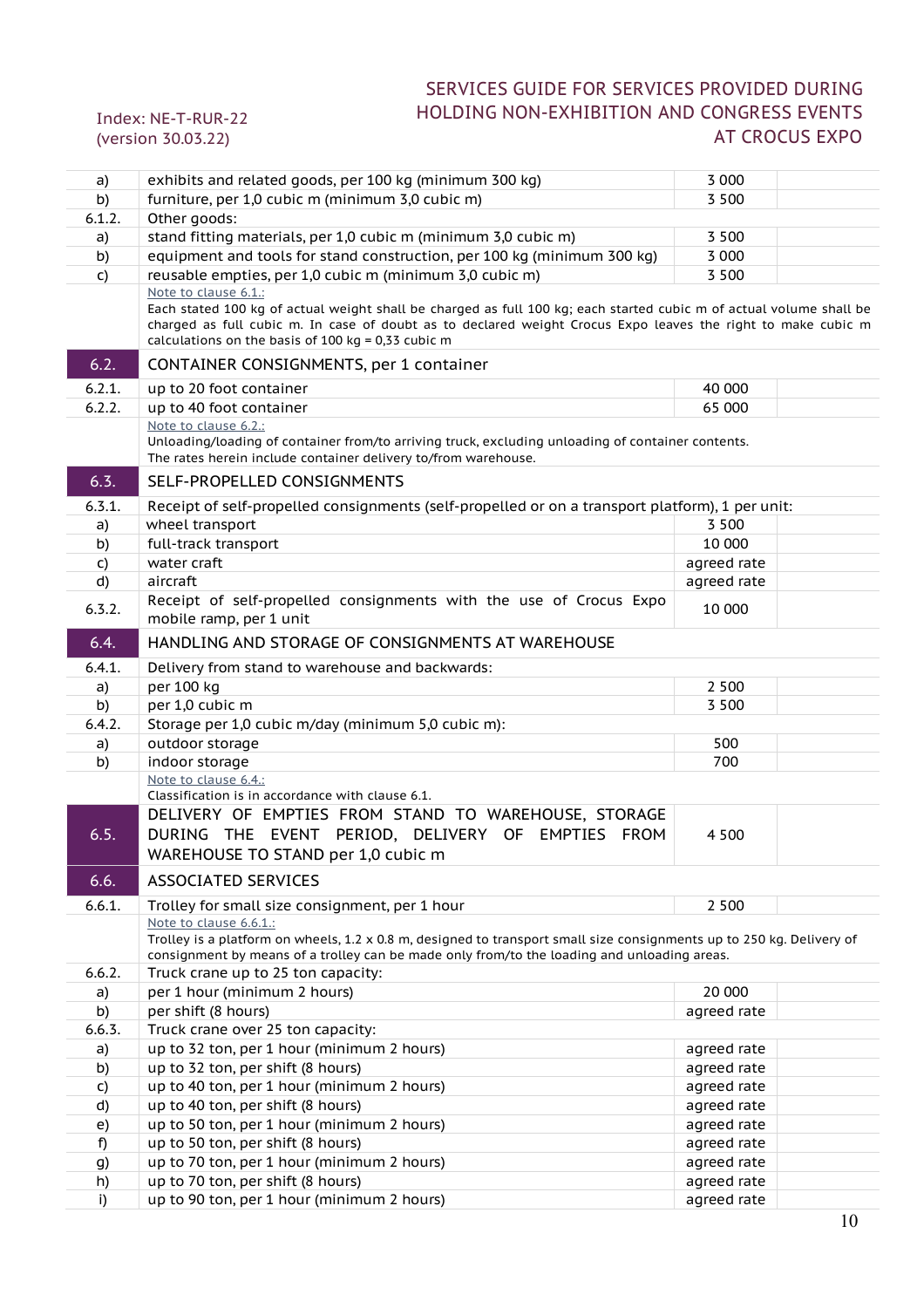| | | | |
|---|---|---|---|
| a) | exhibits and related goods, per 100 kg (minimum 300 kg) | 3 000 | |
| b) | furniture, per 1,0 cubic m (minimum 3,0 cubic m) | 3 500 | |
| 6.1.2. | Other goods: | | |
| a) | stand fitting materials, per 1,0 cubic m (minimum 3,0 cubic m) | 3 500 | |
| b) | equipment and tools for stand construction, per 100 kg (minimum 300 kg) | 3 000 | |
| c) | reusable empties, per 1,0 cubic m (minimum 3,0 cubic m) | 3 500 | |
| | Note to clause 6.1.: Each stated 100 kg of actual weight shall be charged as full 100 kg; each started cubic m of actual volume shall be charged as full cubic m. In case of doubt as to declared weight Crocus Expo leaves the right to make cubic m calculations on the basis of 100 kg = 0,33 cubic m | | |
| **6.2.** | **CONTAINER CONSIGNMENTS, per 1 container** | | |
| 6.2.1. | up to 20 foot container | 40 000 | |
| 6.2.2. | up to 40 foot container | 65 000 | |
| | Note to clause 6.2.: Unloading/loading of container from/to arriving truck, excluding unloading of container contents. The rates herein include container delivery to/from warehouse. | | |
| **6.3.** | **SELF-PROPELLED CONSIGNMENTS** | | |
| 6.3.1. | Receipt of self-propelled consignments (self-propelled or on a transport platform), 1 per unit: | | |
| a) | wheel transport | 3 500 | |
| b) | full-track transport | 10 000 | |
| c) | water craft | agreed rate | |
| d) | aircraft | agreed rate | |
| 6.3.2. | Receipt of self-propelled consignments with the use of Crocus Expo mobile ramp, per 1 unit | 10 000 | |
| **6.4.** | **HANDLING AND STORAGE OF CONSIGNMENTS AT WAREHOUSE** | | |
| 6.4.1. | Delivery from stand to warehouse and backwards: | | |
| a) | per 100 kg | 2 500 | |
| b) | per 1,0 cubic m | 3 500 | |
| 6.4.2. | Storage per 1,0 cubic m/day (minimum 5,0 cubic m): | | |
| a) | outdoor storage | 500 | |
| b) | indoor storage | 700 | |
| | Note to clause 6.4.: Classification is in accordance with clause 6.1. | | |
| **6.5.** | **DELIVERY OF EMPTIES FROM STAND TO WAREHOUSE, STORAGE DURING THE EVENT PERIOD, DELIVERY OF EMPTIES FROM WAREHOUSE TO STAND per 1,0 cubic m** | 4 500 | |
| **6.6.** | **ASSOCIATED SERVICES** | | |
| 6.6.1. | Trolley for small size consignment, per 1 hour | 2 500 | |
| | Note to clause 6.6.1.: Trolley is a platform on wheels, 1.2 x 0.8 m, designed to transport small size consignments up to 250 kg. Delivery of consignment by means of a trolley can be made only from/to the loading and unloading areas. | | |
| 6.6.2. | Truck crane up to 25 ton capacity: | | |
| a) | per 1 hour (minimum 2 hours) | 20 000 | |
| b) | per shift (8 hours) | agreed rate | |
| 6.6.3. | Truck crane over 25 ton capacity: | | |
| a) | up to 32 ton, per 1 hour (minimum 2 hours) | agreed rate | |
| b) | up to 32 ton, per shift (8 hours) | agreed rate | |
| c) | up to 40 ton, per 1 hour (minimum 2 hours) | agreed rate | |
| d) | up to 40 ton, per shift (8 hours) | agreed rate | |
| e) | up to 50 ton, per 1 hour (minimum 2 hours) | agreed rate | |
| f) | up to 50 ton, per shift (8 hours) | agreed rate | |
| g) | up to 70 ton, per 1 hour (minimum 2 hours) | agreed rate | |
| h) | up to 70 ton, per shift (8 hours) | agreed rate | |
| i) | up to 90 ton, per 1 hour (minimum 2 hours) | agreed rate | |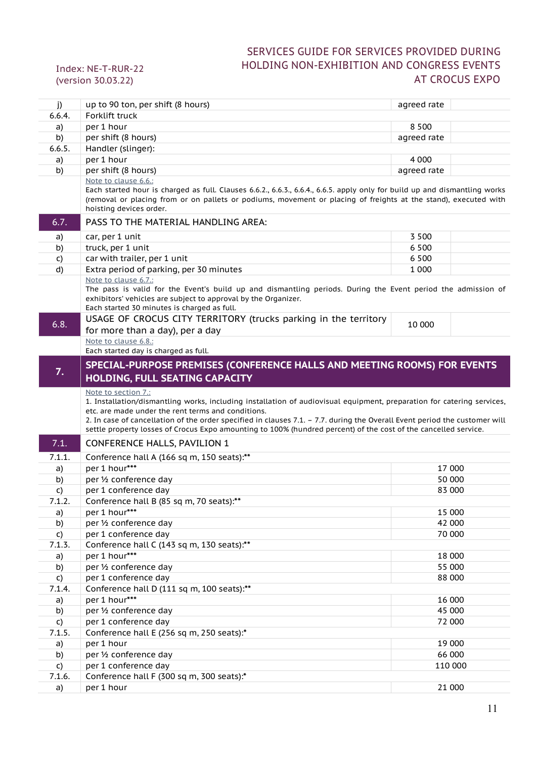| | | | |
|---|---|---|---|
| j) | up to 90 ton, per shift (8 hours) | agreed rate | |
| 6.6.4. | Forklift truck | | |
| a) | per 1 hour | 8 500 | |
| b) | per shift (8 hours) | agreed rate | |
| 6.6.5. | Handler (slinger): | | |
| a) | per 1 hour | 4 000 | |
| b) | per shift (8 hours) | agreed rate | |
| | Note to clause 6.6.: Each started hour is charged as full. Clauses 6.6.2., 6.6.3., 6.6.4., 6.6.5. apply only for build up and dismantling works (removal or placing from or on pallets or podiums, movement or placing of freights at the stand), executed with hoisting devices order. | | |
| **6.7.** | **PASS TO THE MATERIAL HANDLING AREA:** | | |
| a) | car, per 1 unit | 3 500 | |
| b) | truck, per 1 unit | 6 500 | |
| c) | car with trailer, per 1 unit | 6 500 | |
| d) | Extra period of parking, per 30 minutes | 1 000 | |
| | Note to clause 6.7.: The pass is valid for the Event's build up and dismantling periods. During the Event period the admission of exhibitors' vehicles are subject to approval by the Organizer. Each started 30 minutes is charged as full. | | |
| **6.8.** | **USAGE OF CROCUS CITY TERRITORY (trucks parking in the territory for more than a day), per a day** | 10 000 | |
| | Note to clause 6.8.: Each started day is charged as full. | | |
| **7.** | **SPECIAL-PURPOSE PREMISES (CONFERENCE HALLS AND MEETING ROOMS) FOR EVENTS HOLDING, FULL SEATING CAPACITY** | | |
| | Note to section 7.: 1. Installation/dismantling works, including installation of audiovisual equipment, preparation for catering services, etc. are made under the rent terms and conditions. 2. In case of cancellation of the order specified in clauses 7.1. – 7.7. during the Overall Event period the customer will settle property losses of Crocus Expo amounting to 100% (hundred percent) of the cost of the cancelled service. | | |
| **7.1.** | **CONFERENCE HALLS, PAVILION 1** | | |
| 7.1.1. | Conference hall A (166 sq m, 150 seats):** | | |
| a) | per 1 hour*** | | 17 000 |
| b) | per ½ conference day | | 50 000 |
| c) | per 1 conference day | | 83 000 |
| 7.1.2. | Conference hall B (85 sq m, 70 seats):** | | |
| a) | per 1 hour*** | | 15 000 |
| b) | per ½ conference day | | 42 000 |
| c) | per 1 conference day | | 70 000 |
| 7.1.3. | Conference hall C (143 sq m, 130 seats):** | | |
| a) | per 1 hour*** | | 18 000 |
| b) | per ½ conference day | | 55 000 |
| c) | per 1 conference day | | 88 000 |
| 7.1.4. | Conference hall D (111 sq m, 100 seats):** | | |
| a) | per 1 hour*** | | 16 000 |
| b) | per ½ conference day | | 45 000 |
| c) | per 1 conference day | | 72 000 |
| 7.1.5. | Conference hall E (256 sq m, 250 seats):* | | |
| a) | per 1 hour | | 19 000 |
| b) | per ½ conference day | | 66 000 |
| c) | per 1 conference day | | 110 000 |
| 7.1.6. | Conference hall F (300 sq m, 300 seats):* | | |
| a) | per 1 hour | | 21 000 |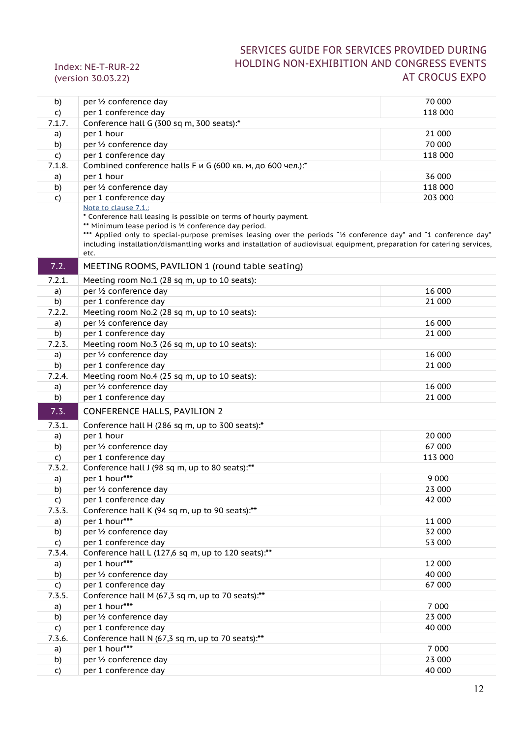| | | |
|---|---|---|
| b) | per ½ conference day | 70 000 |
| c) | per 1 conference day | 118 000 |
| 7.1.7. | Conference hall G (300 sq m, 300 seats):* | |
| a) | per 1 hour | 21 000 |
| b) | per ½ conference day | 70 000 |
| c) | per 1 conference day | 118 000 |
| 7.1.8. | Combined conference halls F и G (600 кв. м, до 600 чел.):* | |
| a) | per 1 hour | 36 000 |
| b) | per ½ conference day | 118 000 |
| c) | per 1 conference day | 203 000 |
| | Note to clause 7.1.:<br>* Conference hall leasing is possible on terms of hourly payment.<br>** Minimum lease period is ½ conference day period.<br>*** Applied only to special-purpose premises leasing over the periods "½ conference day" and "1 conference day" including installation/dismantling works and installation of audiovisual equipment, preparation for catering services, etc. | |
| **7.2.** | **MEETING ROOMS, PAVILION 1 (round table seating)** | |
| 7.2.1. | Meeting room No.1 (28 sq m, up to 10 seats): | |
| a) | per ½ conference day | 16 000 |
| b) | per 1 conference day | 21 000 |
| 7.2.2. | Meeting room No.2 (28 sq m, up to 10 seats): | |
| a) | per ½ conference day | 16 000 |
| b) | per 1 conference day | 21 000 |
| 7.2.3. | Meeting room No.3 (26 sq m, up to 10 seats): | |
| a) | per ½ conference day | 16 000 |
| b) | per 1 conference day | 21 000 |
| 7.2.4. | Meeting room No.4 (25 sq m, up to 10 seats): | |
| a) | per ½ conference day | 16 000 |
| b) | per 1 conference day | 21 000 |
| **7.3.** | **CONFERENCE HALLS, PAVILION 2** | |
| 7.3.1. | Conference hall H (286 sq m, up to 300 seats):* | |
| a) | per 1 hour | 20 000 |
| b) | per ½ conference day | 67 000 |
| c) | per 1 conference day | 113 000 |
| 7.3.2. | Conference hall J (98 sq m, up to 80 seats):** | |
| a) | per 1 hour*** | 9 000 |
| b) | per ½ conference day | 23 000 |
| c) | per 1 conference day | 42 000 |
| 7.3.3. | Conference hall K (94 sq m, up to 90 seats):** | |
| a) | per 1 hour*** | 11 000 |
| b) | per ½ conference day | 32 000 |
| c) | per 1 conference day | 53 000 |
| 7.3.4. | Conference hall L (127,6 sq m, up to 120 seats):** | |
| a) | per 1 hour*** | 12 000 |
| b) | per ½ conference day | 40 000 |
| c) | per 1 conference day | 67 000 |
| 7.3.5. | Conference hall M (67,3 sq m, up to 70 seats):** | |
| a) | per 1 hour*** | 7 000 |
| b) | per ½ conference day | 23 000 |
| c) | per 1 conference day | 40 000 |
| 7.3.6. | Conference hall N (67,3 sq m, up to 70 seats):** | |
| a) | per 1 hour*** | 7 000 |
| b) | per ½ conference day | 23 000 |
| c) | per 1 conference day | 40 000 |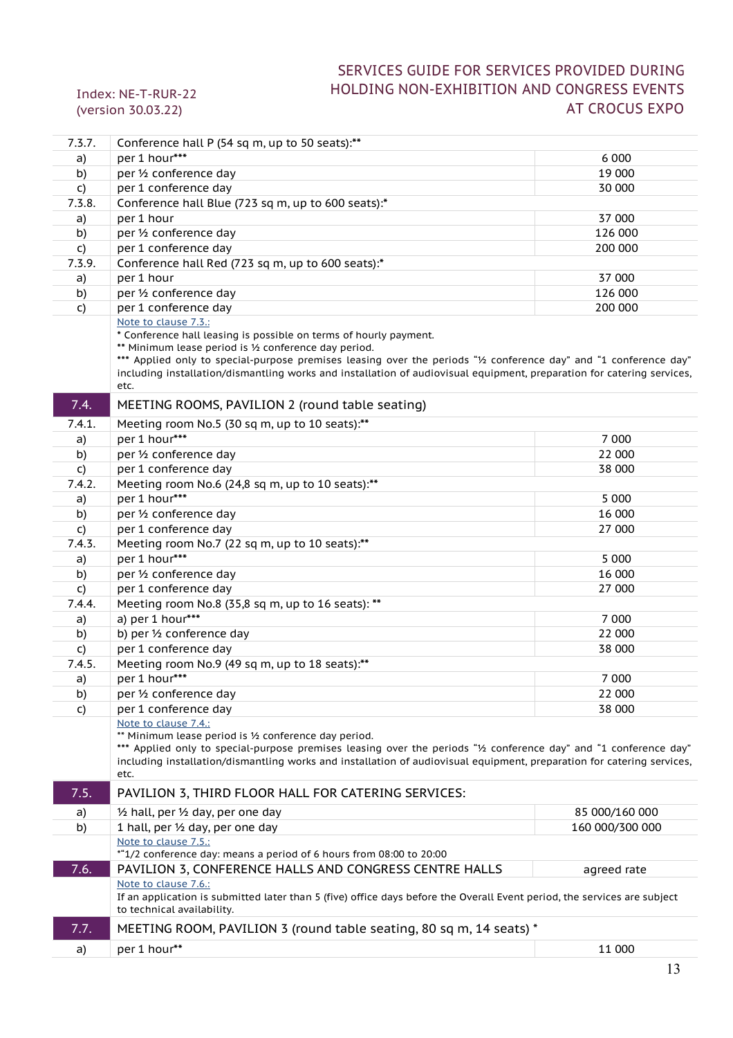| | | |
|---|---|---|
| 7.3.7. | Conference hall P (54 sq m, up to 50 seats):** | |
| a) | per 1 hour*** | 6 000 |
| b) | per ½ conference day | 19 000 |
| c) | per 1 conference day | 30 000 |
| 7.3.8. | Conference hall Blue (723 sq m, up to 600 seats):* | |
| a) | per 1 hour | 37 000 |
| b) | per ½ conference day | 126 000 |
| c) | per 1 conference day | 200 000 |
| 7.3.9. | Conference hall Red (723 sq m, up to 600 seats):* | |
| a) | per 1 hour | 37 000 |
| b) | per ½ conference day | 126 000 |
| c) | per 1 conference day | 200 000 |
| | Note to clause 7.3.:<br>* Conference hall leasing is possible on terms of hourly payment.<br>** Minimum lease period is ½ conference day period.<br>*** Applied only to special-purpose premises leasing over the periods "½ conference day" and "1 conference day" including installation/dismantling works and installation of audiovisual equipment, preparation for catering services, etc. | |
| **7.4.** | **MEETING ROOMS, PAVILION 2 (round table seating)** | |
| 7.4.1. | Meeting room No.5 (30 sq m, up to 10 seats):** | |
| a) | per 1 hour*** | 7 000 |
| b) | per ½ conference day | 22 000 |
| c) | per 1 conference day | 38 000 |
| 7.4.2. | Meeting room No.6 (24,8 sq m, up to 10 seats):** | |
| a) | per 1 hour*** | 5 000 |
| b) | per ½ conference day | 16 000 |
| c) | per 1 conference day | 27 000 |
| 7.4.3. | Meeting room No.7 (22 sq m, up to 10 seats):** | |
| a) | per 1 hour*** | 5 000 |
| b) | per ½ conference day | 16 000 |
| c) | per 1 conference day | 27 000 |
| 7.4.4. | Meeting room No.8 (35,8 sq m, up to 16 seats): ** | |
| a) | a) per 1 hour*** | 7 000 |
| b) | b) per ½ conference day | 22 000 |
| c) | per 1 conference day | 38 000 |
| 7.4.5. | Meeting room No.9 (49 sq m, up to 18 seats):** | |
| a) | per 1 hour*** | 7 000 |
| b) | per ½ conference day | 22 000 |
| c) | per 1 conference day | 38 000 |
| | Note to clause 7.4.:<br>** Minimum lease period is ½ conference day period.<br>*** Applied only to special-purpose premises leasing over the periods "½ conference day" and "1 conference day" including installation/dismantling works and installation of audiovisual equipment, preparation for catering services, etc. | |
| **7.5.** | **PAVILION 3, THIRD FLOOR HALL FOR CATERING SERVICES:** | |
| a) | ½ hall, per ½ day, per one day | 85 000/160 000 |
| b) | 1 hall, per ½ day, per one day | 160 000/300 000 |
| | Note to clause 7.5.:<br>*"1/2 conference day: means a period of 6 hours from 08:00 to 20:00 | |
| **7.6.** | **PAVILION 3, CONFERENCE HALLS AND CONGRESS CENTRE HALLS** | agreed rate |
| | Note to clause 7.6.:<br>If an application is submitted later than 5 (five) office days before the Overall Event period, the services are subject to technical availability. | |
| **7.7.** | **MEETING ROOM, PAVILION 3 (round table seating, 80 sq m, 14 seats) *** | |
| a) | per 1 hour** | 11 000 |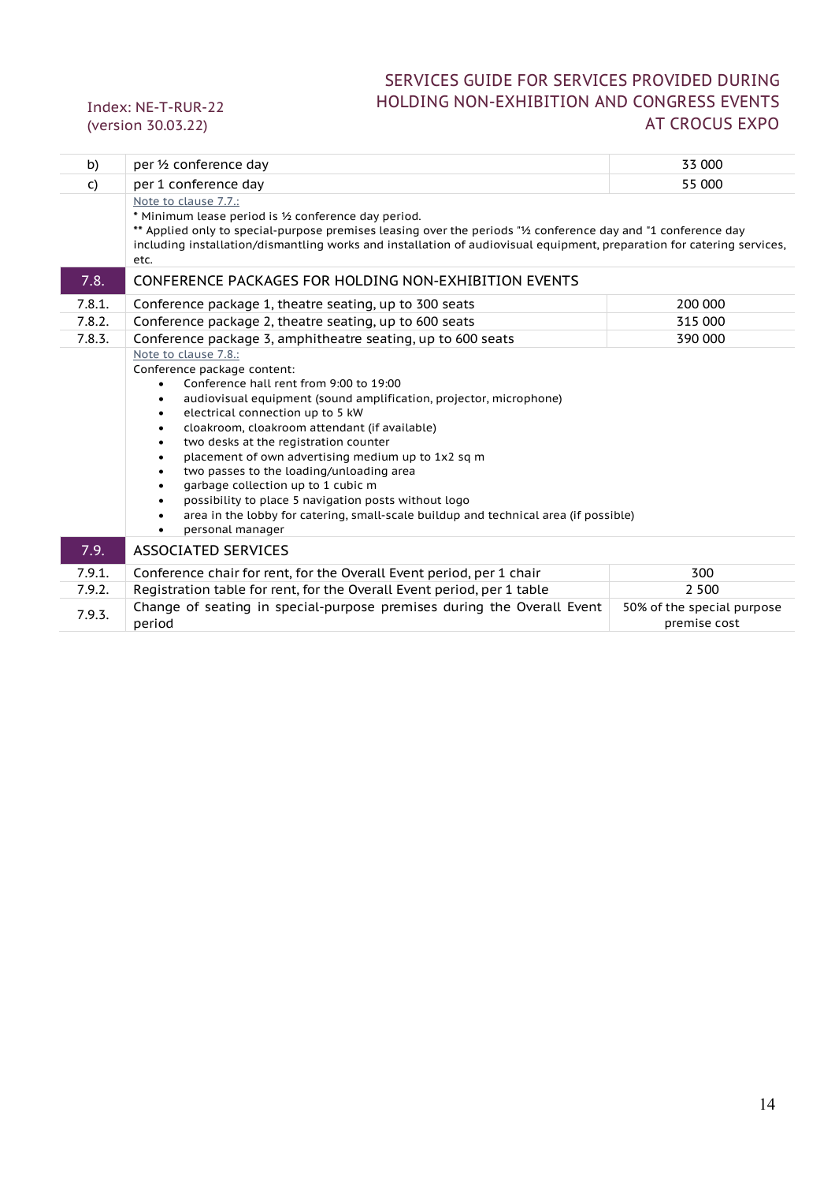| | | |
|---|---|---|
| b) | per ½ conference day | 33 000 |
| c) | per 1 conference day | 55 000 |
| | Note to clause 7.7.:<br>* Minimum lease period is ½ conference day period.<br>** Applied only to special-purpose premises leasing over the periods "½ conference day and "1 conference day including installation/dismantling works and installation of audiovisual equipment, preparation for catering services, etc. | |
| **7.8.** | **CONFERENCE PACKAGES FOR HOLDING NON-EXHIBITION EVENTS** | |
| 7.8.1. | Conference package 1, theatre seating, up to 300 seats | 200 000 |
| 7.8.2. | Conference package 2, theatre seating, up to 600 seats | 315 000 |
| 7.8.3. | Conference package 3, amphitheatre seating, up to 600 seats | 390 000 |
| | Note to clause 7.8.:<br>Conference package content:<br>• Conference hall rent from 9:00 to 19:00<br>• audiovisual equipment (sound amplification, projector, microphone)<br>• electrical connection up to 5 kW<br>• cloakroom, cloakroom attendant (if available)<br>• two desks at the registration counter<br>• placement of own advertising medium up to 1x2 sq m<br>• two passes to the loading/unloading area<br>• garbage collection up to 1 cubic m<br>• possibility to place 5 navigation posts without logo<br>• area in the lobby for catering, small-scale buildup and technical area (if possible)<br>• personal manager | |
| **7.9.** | **ASSOCIATED SERVICES** | |
| 7.9.1. | Conference chair for rent, for the Overall Event period, per 1 chair | 300 |
| 7.9.2. | Registration table for rent, for the Overall Event period, per 1 table | 2 500 |
| 7.9.3. | Change of seating in special-purpose premises during the Overall Event period | 50% of the special purpose premise cost |